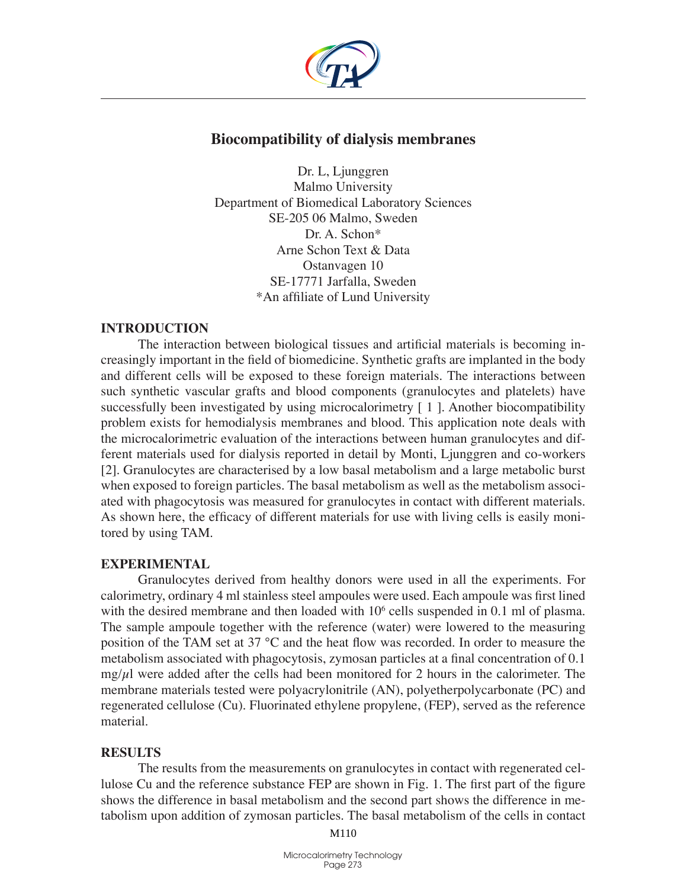# Biocompatibility of dialysis membranes

Dr. L, Ljunggren
Malmo University
Department of Biomedical Laboratory Sciences
SE-205 06 Malmo, Sweden
Dr. A. Schon*
Arne Schon Text & Data
Ostanvagen 10
SE-17771 Jarfalla, Sweden
*An affiliate of Lund University

## INTRODUCTION

The interaction between biological tissues and artificial materials is becoming increasingly important in the field of biomedicine. Synthetic grafts are implanted in the body and different cells will be exposed to these foreign materials. The interactions between such synthetic vascular grafts and blood components (granulocytes and platelets) have successfully been investigated by using microcalorimetry [ 1 ]. Another biocompatibility problem exists for hemodialysis membranes and blood. This application note deals with the microcalorimetric evaluation of the interactions between human granulocytes and different materials used for dialysis reported in detail by Monti, Ljunggren and co-workers [2]. Granulocytes are characterised by a low basal metabolism and a large metabolic burst when exposed to foreign particles. The basal metabolism as well as the metabolism associated with phagocytosis was measured for granulocytes in contact with different materials. As shown here, the efficacy of different materials for use with living cells is easily monitored by using TAM.

## EXPERIMENTAL

Granulocytes derived from healthy donors were used in all the experiments. For calorimetry, ordinary 4 ml stainless steel ampoules were used. Each ampoule was first lined with the desired membrane and then loaded with $10^6$ cells suspended in 0.1 ml of plasma. The sample ampoule together with the reference (water) were lowered to the measuring position of the TAM set at 37 °C and the heat flow was recorded. In order to measure the metabolism associated with phagocytosis, zymosan particles at a final concentration of 0.1 mg/$\mu$l were added after the cells had been monitored for 2 hours in the calorimeter. The membrane materials tested were polyacrylonitrile (AN), polyetherpolycarbonate (PC) and regenerated cellulose (Cu). Fluorinated ethylene propylene, (FEP), served as the reference material.

## RESULTS

The results from the measurements on granulocytes in contact with regenerated cellulose Cu and the reference substance FEP are shown in Fig. 1. The first part of the figure shows the difference in basal metabolism and the second part shows the difference in metabolism upon addition of zymosan particles. The basal metabolism of the cells in contact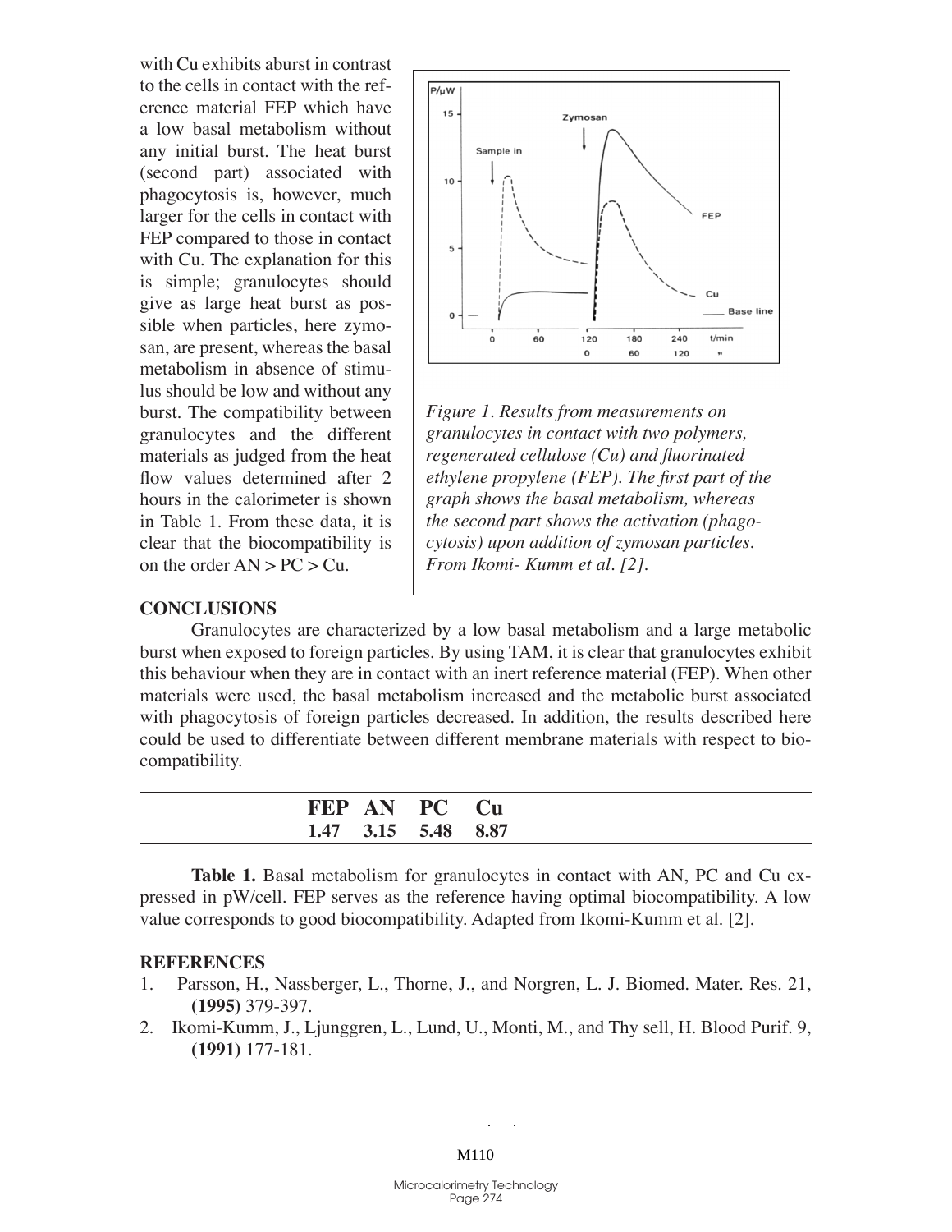with Cu exhibits aburst in contrast to the cells in contact with the reference material FEP which have a low basal metabolism without any initial burst. The heat burst (second part) associated with phagocytosis is, however, much larger for the cells in contact with FEP compared to those in contact with Cu. The explanation for this is simple; granulocytes should give as large heat burst as possible when particles, here zymosan, are present, whereas the basal metabolism in absence of stimulus should be low and without any burst. The compatibility between granulocytes and the different materials as judged from the heat flow values determined after 2 hours in the calorimeter is shown in Table 1. From these data, it is clear that the biocompatibility is on the order AN > PC > Cu.

P/μW

15

10

5

0

Sample in

Zymosan

FEP

Cu

Base line

0 60 120 180 240 t/min

0 60 120

*Figure 1. Results from measurements on granulocytes in contact with two polymers, regenerated cellulose (Cu) and fluorinated ethylene propylene (FEP). The first part of the graph shows the basal metabolism, whereas the second part shows the activation (phagocytosis) upon addition of zymosan particles. From Ikomi- Kumm et al. [2].*

## CONCLUSIONS

Granulocytes are characterized by a low basal metabolism and a large metabolic burst when exposed to foreign particles. By using TAM, it is clear that granulocytes exhibit this behaviour when they are in contact with an inert reference material (FEP). When other materials were used, the basal metabolism increased and the metabolic burst associated with phagocytosis of foreign particles decreased. In addition, the results described here could be used to differentiate between different membrane materials with respect to biocompatibility.

| FEP | AN | PC | Cu |
|---|---|---|---|
| 1.47 | 3.15 | 5.48 | 8.87 |

**Table 1.** Basal metabolism for granulocytes in contact with AN, PC and Cu expressed in pW/cell. FEP serves as the reference having optimal biocompatibility. A low value corresponds to good biocompatibility. Adapted from Ikomi-Kumm et al. [2].

## REFERENCES

1. Parsson, H., Nassberger, L., Thorne, J., and Norgren, L. J. Biomed. Mater. Res. 21, **(1995)** 379-397.
2. Ikomi-Kumm, J., Ljunggren, L., Lund, U., Monti, M., and Thy sell, H. Blood Purif. 9, **(1991)** 177-181.